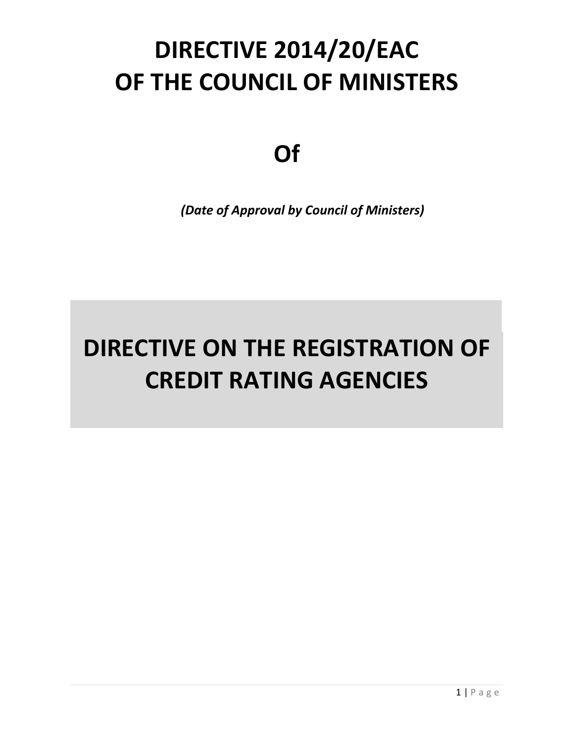# DIRECTIVE 2014/20/EAC
# OF THE COUNCIL OF MINISTERS

# Of

***(Date of Approval by Council of Ministers)***

# DIRECTIVE ON THE REGISTRATION OF CREDIT RATING AGENCIES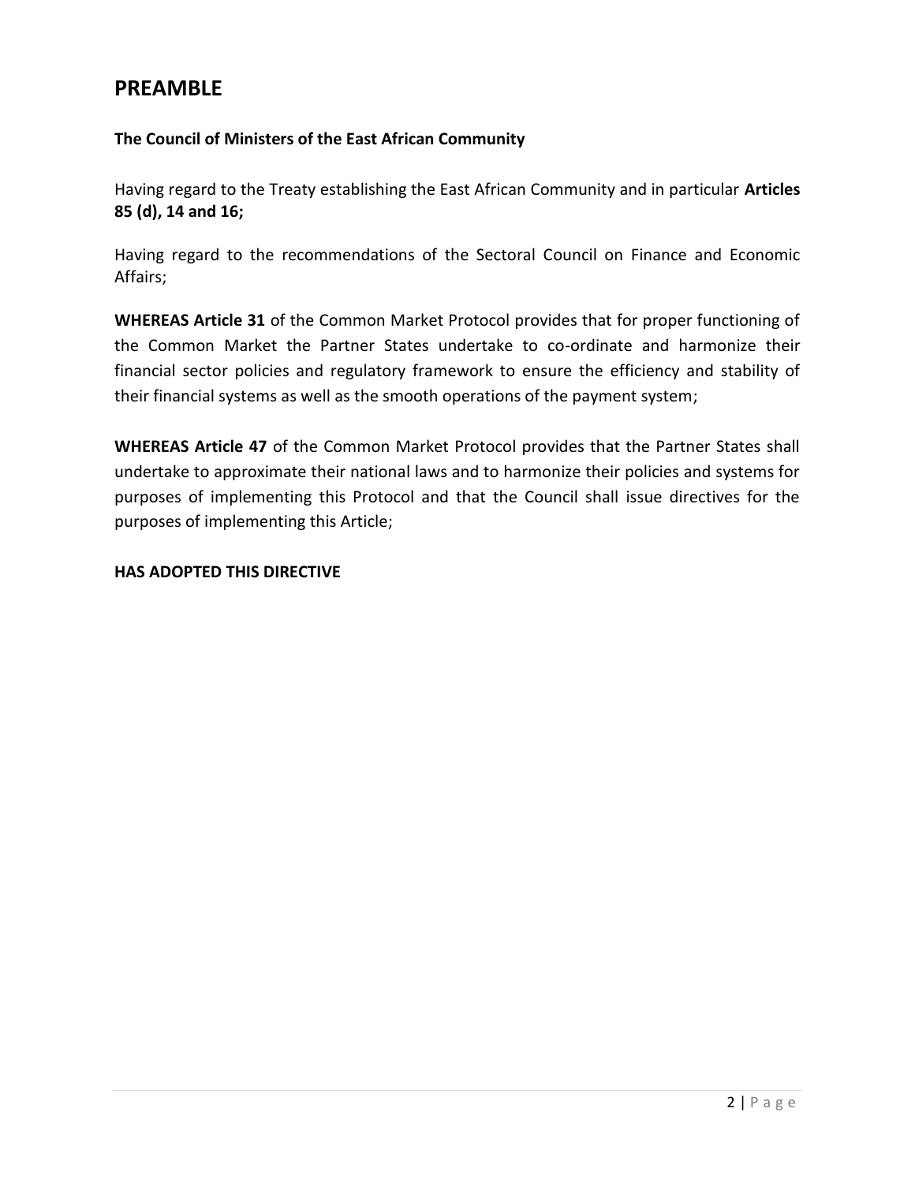# PREAMBLE

**The Council of Ministers of the East African Community**

Having regard to the Treaty establishing the East African Community and in particular **Articles 85 (d), 14 and 16;**

Having regard to the recommendations of the Sectoral Council on Finance and Economic Affairs;

**WHEREAS Article 31** of the Common Market Protocol provides that for proper functioning of the Common Market the Partner States undertake to co-ordinate and harmonize their financial sector policies and regulatory framework to ensure the efficiency and stability of their financial systems as well as the smooth operations of the payment system;

**WHEREAS Article 47** of the Common Market Protocol provides that the Partner States shall undertake to approximate their national laws and to harmonize their policies and systems for purposes of implementing this Protocol and that the Council shall issue directives for the purposes of implementing this Article;

**HAS ADOPTED THIS DIRECTIVE**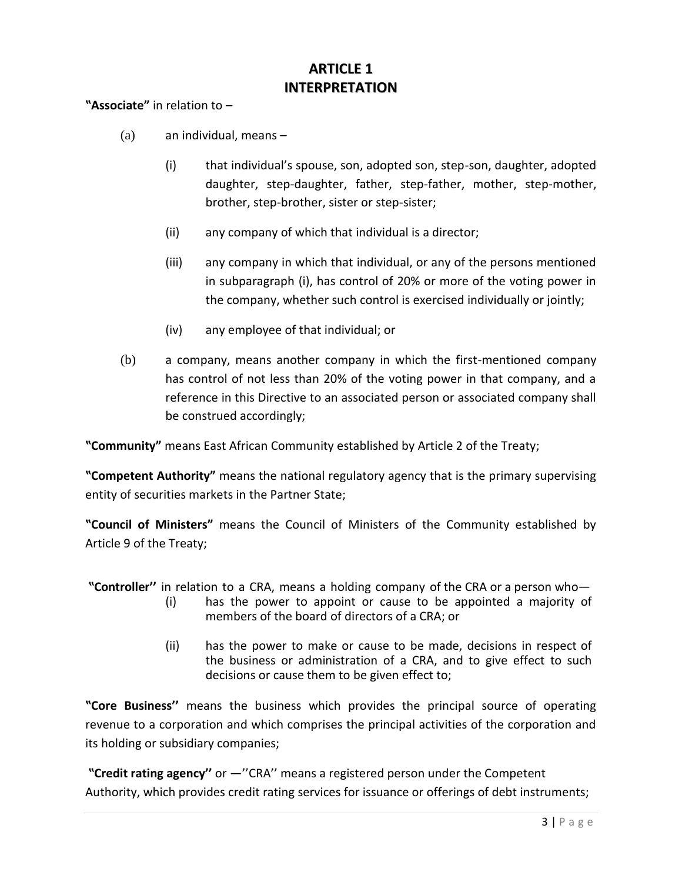# ARTICLE 1
# INTERPRETATION

**"Associate"** in relation to –

(a) an individual, means –

(i) that individual's spouse, son, adopted son, step-son, daughter, adopted daughter, step-daughter, father, step-father, mother, step-mother, brother, step-brother, sister or step-sister;

(ii) any company of which that individual is a director;

(iii) any company in which that individual, or any of the persons mentioned in subparagraph (i), has control of 20% or more of the voting power in the company, whether such control is exercised individually or jointly;

(iv) any employee of that individual; or

(b) a company, means another company in which the first-mentioned company has control of not less than 20% of the voting power in that company, and a reference in this Directive to an associated person or associated company shall be construed accordingly;

**"Community"** means East African Community established by Article 2 of the Treaty;

**"Competent Authority"** means the national regulatory agency that is the primary supervising entity of securities markets in the Partner State;

**"Council of Ministers"** means the Council of Ministers of the Community established by Article 9 of the Treaty;

**"Controller''** in relation to a CRA, means a holding company of the CRA or a person who—

(i) has the power to appoint or cause to be appointed a majority of members of the board of directors of a CRA; or

(ii) has the power to make or cause to be made, decisions in respect of the business or administration of a CRA, and to give effect to such decisions or cause them to be given effect to;

**"Core Business''** means the business which provides the principal source of operating revenue to a corporation and which comprises the principal activities of the corporation and its holding or subsidiary companies;

**"Credit rating agency''** or —''CRA'' means a registered person under the Competent Authority, which provides credit rating services for issuance or offerings of debt instruments;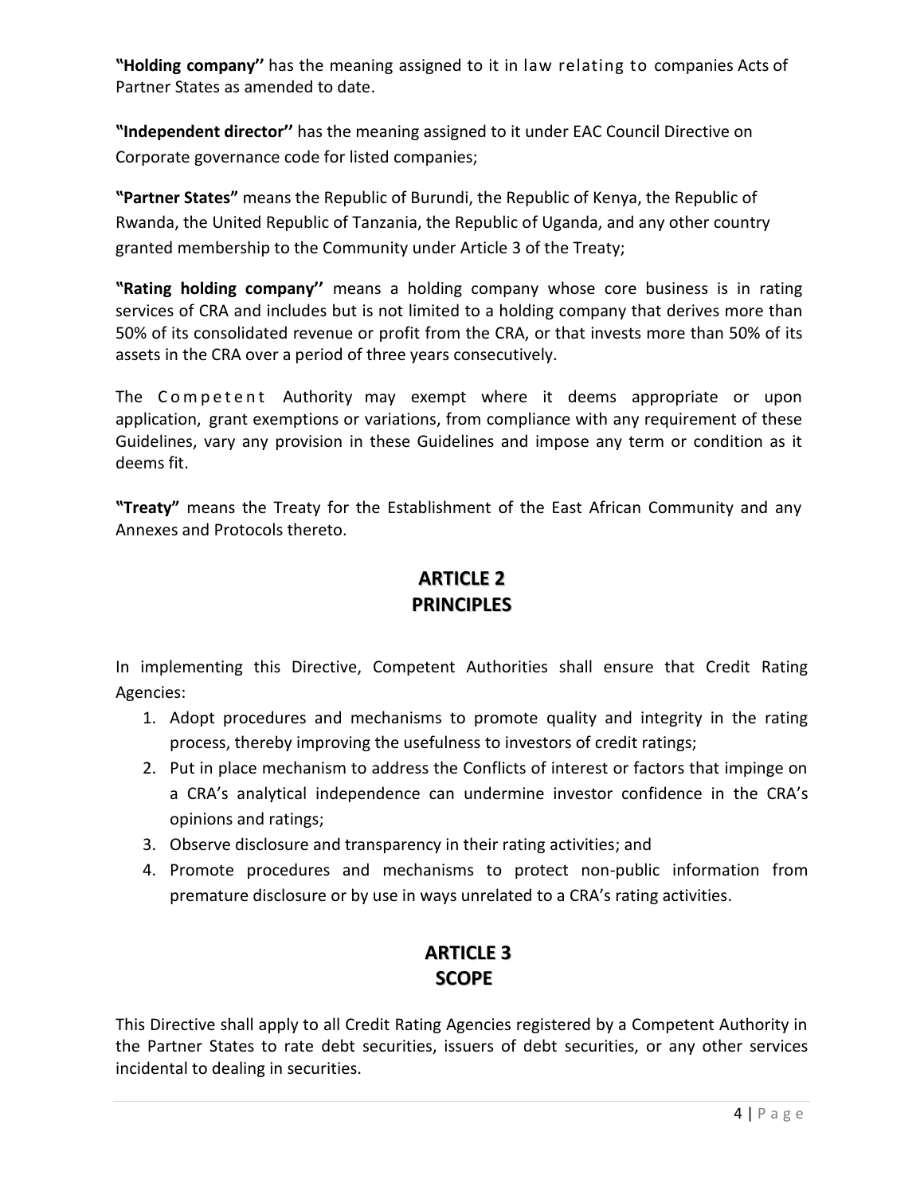**"Holding company''** has the meaning assigned to it in law relating to companies Acts of Partner States as amended to date.

**"Independent director''** has the meaning assigned to it under EAC Council Directive on Corporate governance code for listed companies;

**"Partner States"** means the Republic of Burundi, the Republic of Kenya, the Republic of Rwanda, the United Republic of Tanzania, the Republic of Uganda, and any other country granted membership to the Community under Article 3 of the Treaty;

**"Rating holding company''** means a holding company whose core business is in rating services of CRA and includes but is not limited to a holding company that derives more than 50% of its consolidated revenue or profit from the CRA, or that invests more than 50% of its assets in the CRA over a period of three years consecutively.

The Competent Authority may exempt where it deems appropriate or upon application, grant exemptions or variations, from compliance with any requirement of these Guidelines, vary any provision in these Guidelines and impose any term or condition as it deems fit.

**"Treaty"** means the Treaty for the Establishment of the East African Community and any Annexes and Protocols thereto.

## ARTICLE 2
## PRINCIPLES

In implementing this Directive, Competent Authorities shall ensure that Credit Rating Agencies:

1. Adopt procedures and mechanisms to promote quality and integrity in the rating process, thereby improving the usefulness to investors of credit ratings;
2. Put in place mechanism to address the Conflicts of interest or factors that impinge on a CRA's analytical independence can undermine investor confidence in the CRA's opinions and ratings;
3. Observe disclosure and transparency in their rating activities; and
4. Promote procedures and mechanisms to protect non-public information from premature disclosure or by use in ways unrelated to a CRA's rating activities.

## ARTICLE 3
## SCOPE

This Directive shall apply to all Credit Rating Agencies registered by a Competent Authority in the Partner States to rate debt securities, issuers of debt securities, or any other services incidental to dealing in securities.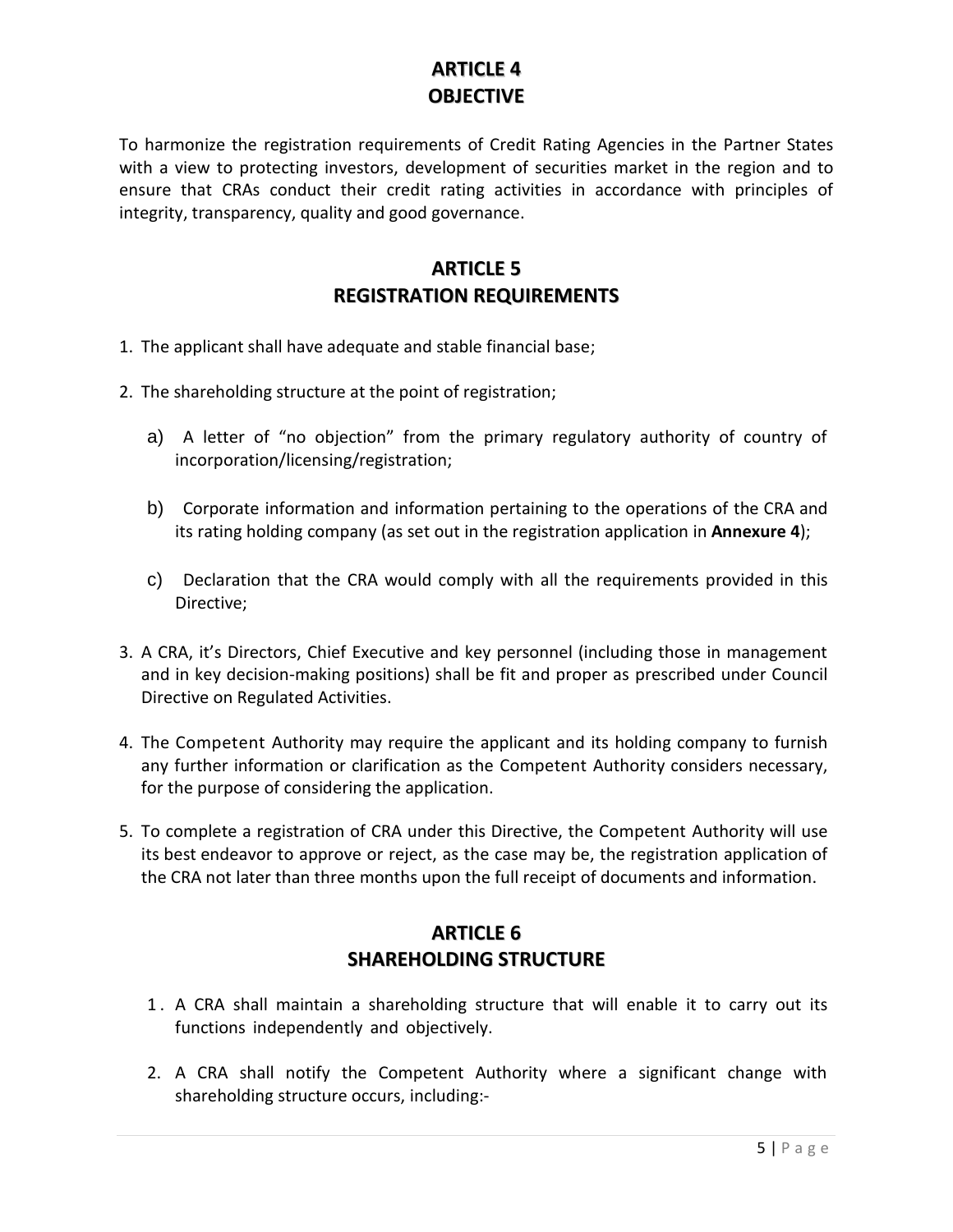## ARTICLE 4
## OBJECTIVE

To harmonize the registration requirements of Credit Rating Agencies in the Partner States with a view to protecting investors, development of securities market in the region and to ensure that CRAs conduct their credit rating activities in accordance with principles of integrity, transparency, quality and good governance.

## ARTICLE 5
## REGISTRATION REQUIREMENTS

1. The applicant shall have adequate and stable financial base;

2. The shareholding structure at the point of registration;

   a) A letter of "no objection" from the primary regulatory authority of country of incorporation/licensing/registration;

   b) Corporate information and information pertaining to the operations of the CRA and its rating holding company (as set out in the registration application in **Annexure 4**);

   c) Declaration that the CRA would comply with all the requirements provided in this Directive;

3. A CRA, it's Directors, Chief Executive and key personnel (including those in management and in key decision-making positions) shall be fit and proper as prescribed under Council Directive on Regulated Activities.

4. The Competent Authority may require the applicant and its holding company to furnish any further information or clarification as the Competent Authority considers necessary, for the purpose of considering the application.

5. To complete a registration of CRA under this Directive, the Competent Authority will use its best endeavor to approve or reject, as the case may be, the registration application of the CRA not later than three months upon the full receipt of documents and information.

## ARTICLE 6
## SHAREHOLDING STRUCTURE

1. A CRA shall maintain a shareholding structure that will enable it to carry out its functions independently and objectively.

2. A CRA shall notify the Competent Authority where a significant change with shareholding structure occurs, including:-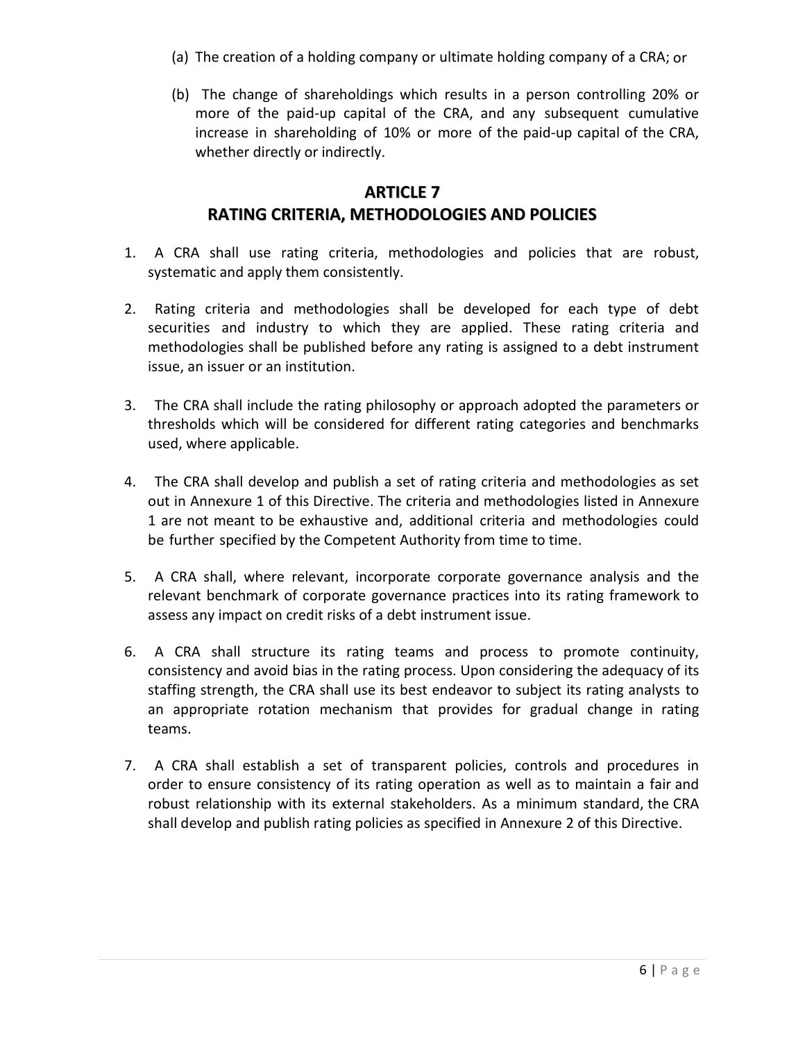(a) The creation of a holding company or ultimate holding company of a CRA; or

(b) The change of shareholdings which results in a person controlling 20% or more of the paid-up capital of the CRA, and any subsequent cumulative increase in shareholding of 10% or more of the paid-up capital of the CRA, whether directly or indirectly.

## ARTICLE 7
## RATING CRITERIA, METHODOLOGIES AND POLICIES

1. A CRA shall use rating criteria, methodologies and policies that are robust, systematic and apply them consistently.

2. Rating criteria and methodologies shall be developed for each type of debt securities and industry to which they are applied. These rating criteria and methodologies shall be published before any rating is assigned to a debt instrument issue, an issuer or an institution.

3. The CRA shall include the rating philosophy or approach adopted the parameters or thresholds which will be considered for different rating categories and benchmarks used, where applicable.

4. The CRA shall develop and publish a set of rating criteria and methodologies as set out in Annexure 1 of this Directive. The criteria and methodologies listed in Annexure 1 are not meant to be exhaustive and, additional criteria and methodologies could be further specified by the Competent Authority from time to time.

5. A CRA shall, where relevant, incorporate corporate governance analysis and the relevant benchmark of corporate governance practices into its rating framework to assess any impact on credit risks of a debt instrument issue.

6. A CRA shall structure its rating teams and process to promote continuity, consistency and avoid bias in the rating process. Upon considering the adequacy of its staffing strength, the CRA shall use its best endeavor to subject its rating analysts to an appropriate rotation mechanism that provides for gradual change in rating teams.

7. A CRA shall establish a set of transparent policies, controls and procedures in order to ensure consistency of its rating operation as well as to maintain a fair and robust relationship with its external stakeholders. As a minimum standard, the CRA shall develop and publish rating policies as specified in Annexure 2 of this Directive.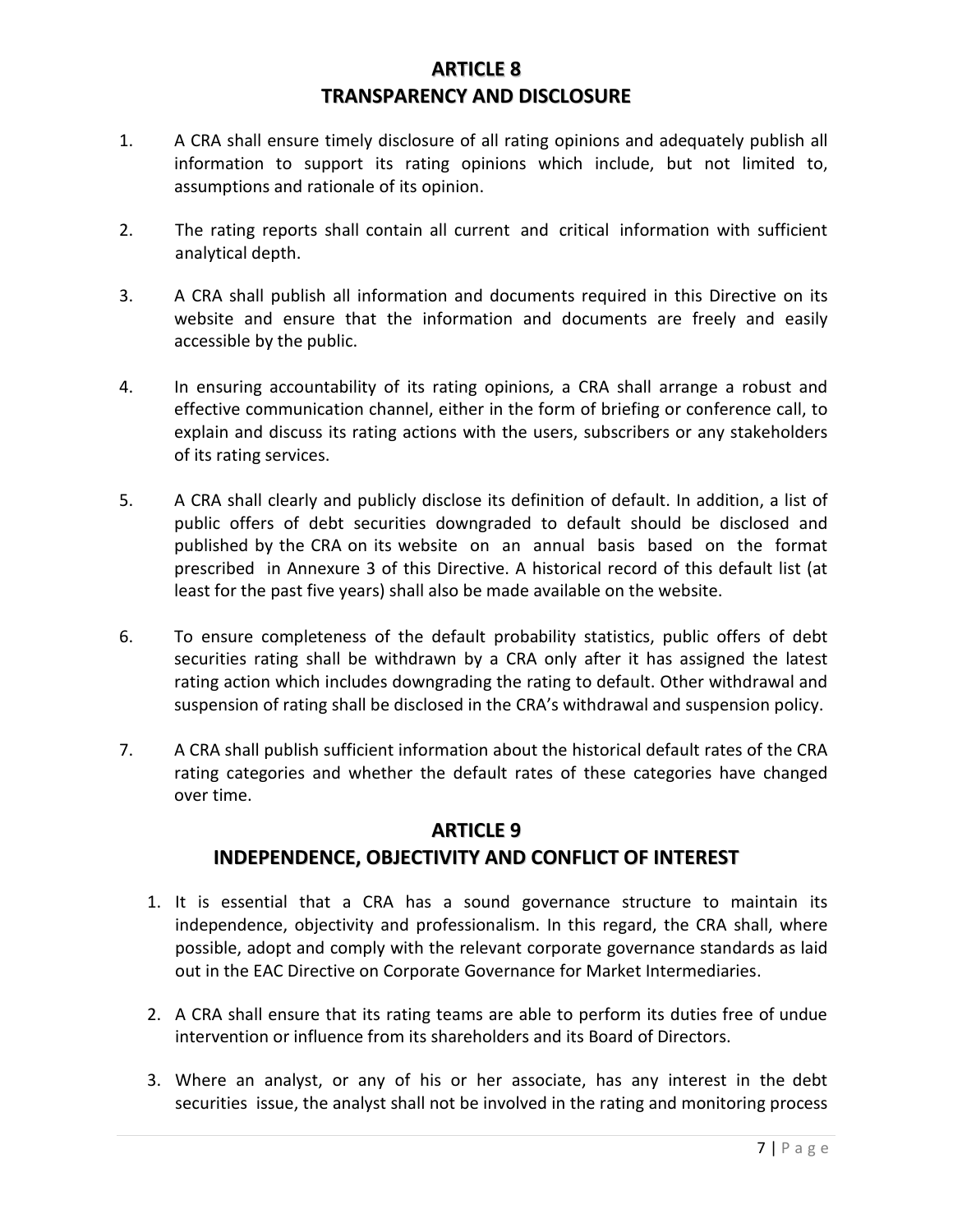## ARTICLE 8
## TRANSPARENCY AND DISCLOSURE

1. A CRA shall ensure timely disclosure of all rating opinions and adequately publish all information to support its rating opinions which include, but not limited to, assumptions and rationale of its opinion.

2. The rating reports shall contain all current and critical information with sufficient analytical depth.

3. A CRA shall publish all information and documents required in this Directive on its website and ensure that the information and documents are freely and easily accessible by the public.

4. In ensuring accountability of its rating opinions, a CRA shall arrange a robust and effective communication channel, either in the form of briefing or conference call, to explain and discuss its rating actions with the users, subscribers or any stakeholders of its rating services.

5. A CRA shall clearly and publicly disclose its definition of default. In addition, a list of public offers of debt securities downgraded to default should be disclosed and published by the CRA on its website on an annual basis based on the format prescribed in Annexure 3 of this Directive. A historical record of this default list (at least for the past five years) shall also be made available on the website.

6. To ensure completeness of the default probability statistics, public offers of debt securities rating shall be withdrawn by a CRA only after it has assigned the latest rating action which includes downgrading the rating to default. Other withdrawal and suspension of rating shall be disclosed in the CRA's withdrawal and suspension policy.

7. A CRA shall publish sufficient information about the historical default rates of the CRA rating categories and whether the default rates of these categories have changed over time.

## ARTICLE 9
## INDEPENDENCE, OBJECTIVITY AND CONFLICT OF INTEREST

1. It is essential that a CRA has a sound governance structure to maintain its independence, objectivity and professionalism. In this regard, the CRA shall, where possible, adopt and comply with the relevant corporate governance standards as laid out in the EAC Directive on Corporate Governance for Market Intermediaries.

2. A CRA shall ensure that its rating teams are able to perform its duties free of undue intervention or influence from its shareholders and its Board of Directors.

3. Where an analyst, or any of his or her associate, has any interest in the debt securities issue, the analyst shall not be involved in the rating and monitoring process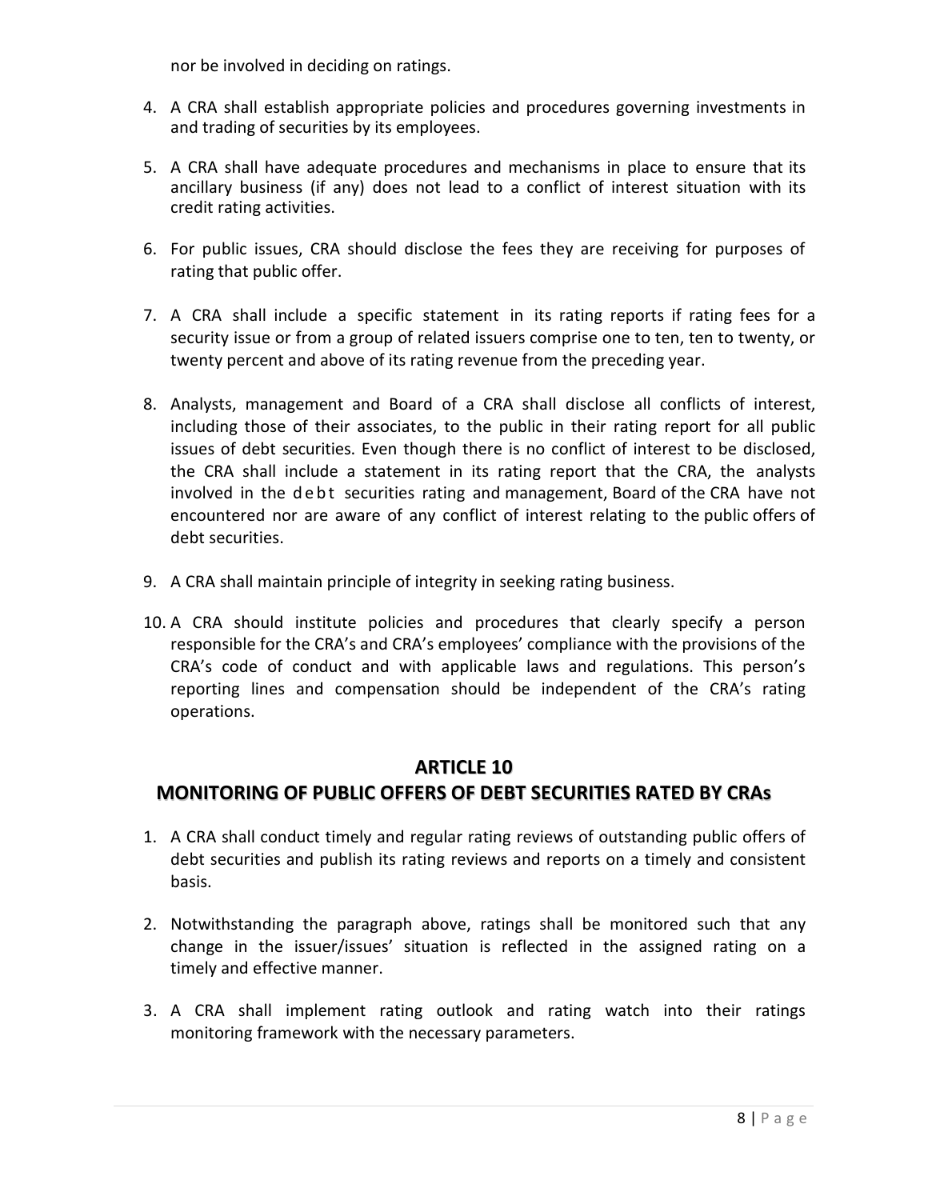nor be involved in deciding on ratings.

4. A CRA shall establish appropriate policies and procedures governing investments in and trading of securities by its employees.

5. A CRA shall have adequate procedures and mechanisms in place to ensure that its ancillary business (if any) does not lead to a conflict of interest situation with its credit rating activities.

6. For public issues, CRA should disclose the fees they are receiving for purposes of rating that public offer.

7. A CRA shall include a specific statement in its rating reports if rating fees for a security issue or from a group of related issuers comprise one to ten, ten to twenty, or twenty percent and above of its rating revenue from the preceding year.

8. Analysts, management and Board of a CRA shall disclose all conflicts of interest, including those of their associates, to the public in their rating report for all public issues of debt securities. Even though there is no conflict of interest to be disclosed, the CRA shall include a statement in its rating report that the CRA, the analysts involved in the debt securities rating and management, Board of the CRA have not encountered nor are aware of any conflict of interest relating to the public offers of debt securities.

9. A CRA shall maintain principle of integrity in seeking rating business.

10. A CRA should institute policies and procedures that clearly specify a person responsible for the CRA's and CRA's employees' compliance with the provisions of the CRA's code of conduct and with applicable laws and regulations. This person's reporting lines and compensation should be independent of the CRA's rating operations.

## ARTICLE 10
## MONITORING OF PUBLIC OFFERS OF DEBT SECURITIES RATED BY CRAs

1. A CRA shall conduct timely and regular rating reviews of outstanding public offers of debt securities and publish its rating reviews and reports on a timely and consistent basis.

2. Notwithstanding the paragraph above, ratings shall be monitored such that any change in the issuer/issues' situation is reflected in the assigned rating on a timely and effective manner.

3. A CRA shall implement rating outlook and rating watch into their ratings monitoring framework with the necessary parameters.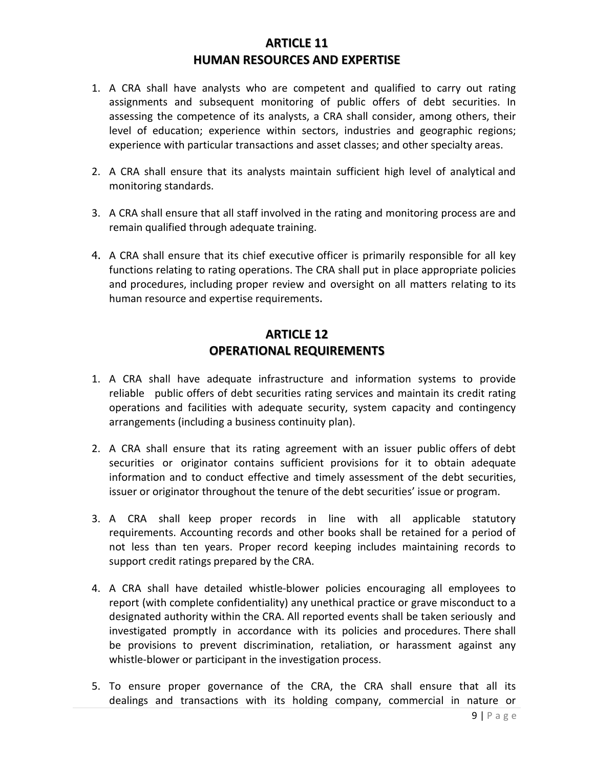## ARTICLE 11
## HUMAN RESOURCES AND EXPERTISE

1. A CRA shall have analysts who are competent and qualified to carry out rating assignments and subsequent monitoring of public offers of debt securities. In assessing the competence of its analysts, a CRA shall consider, among others, their level of education; experience within sectors, industries and geographic regions; experience with particular transactions and asset classes; and other specialty areas.

2. A CRA shall ensure that its analysts maintain sufficient high level of analytical and monitoring standards.

3. A CRA shall ensure that all staff involved in the rating and monitoring process are and remain qualified through adequate training.

4. A CRA shall ensure that its chief executive officer is primarily responsible for all key functions relating to rating operations. The CRA shall put in place appropriate policies and procedures, including proper review and oversight on all matters relating to its human resource and expertise requirements.

## ARTICLE 12
## OPERATIONAL REQUIREMENTS

1. A CRA shall have adequate infrastructure and information systems to provide reliable public offers of debt securities rating services and maintain its credit rating operations and facilities with adequate security, system capacity and contingency arrangements (including a business continuity plan).

2. A CRA shall ensure that its rating agreement with an issuer public offers of debt securities or originator contains sufficient provisions for it to obtain adequate information and to conduct effective and timely assessment of the debt securities, issuer or originator throughout the tenure of the debt securities' issue or program.

3. A CRA shall keep proper records in line with all applicable statutory requirements. Accounting records and other books shall be retained for a period of not less than ten years. Proper record keeping includes maintaining records to support credit ratings prepared by the CRA.

4. A CRA shall have detailed whistle-blower policies encouraging all employees to report (with complete confidentiality) any unethical practice or grave misconduct to a designated authority within the CRA. All reported events shall be taken seriously and investigated promptly in accordance with its policies and procedures. There shall be provisions to prevent discrimination, retaliation, or harassment against any whistle-blower or participant in the investigation process.

5. To ensure proper governance of the CRA, the CRA shall ensure that all its dealings and transactions with its holding company, commercial in nature or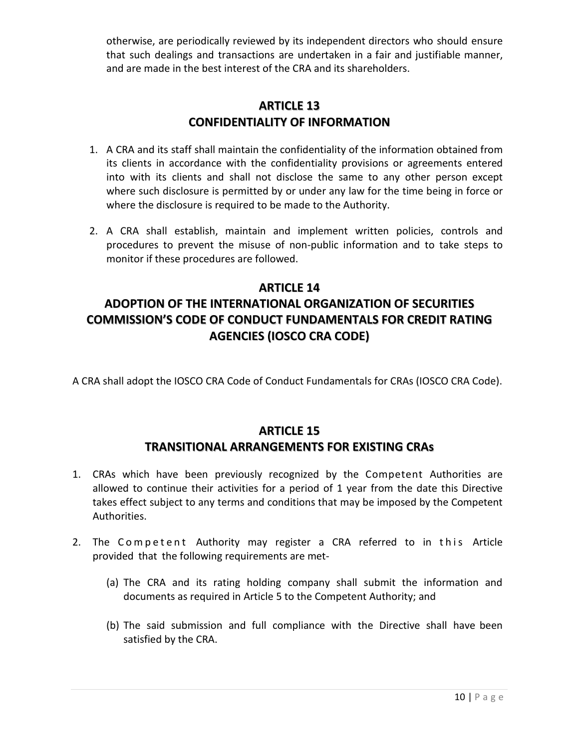otherwise, are periodically reviewed by its independent directors who should ensure that such dealings and transactions are undertaken in a fair and justifiable manner, and are made in the best interest of the CRA and its shareholders.

## ARTICLE 13
## CONFIDENTIALITY OF INFORMATION

1. A CRA and its staff shall maintain the confidentiality of the information obtained from its clients in accordance with the confidentiality provisions or agreements entered into with its clients and shall not disclose the same to any other person except where such disclosure is permitted by or under any law for the time being in force or where the disclosure is required to be made to the Authority.

2. A CRA shall establish, maintain and implement written policies, controls and procedures to prevent the misuse of non-public information and to take steps to monitor if these procedures are followed.

## ARTICLE 14
## ADOPTION OF THE INTERNATIONAL ORGANIZATION OF SECURITIES COMMISSION'S CODE OF CONDUCT FUNDAMENTALS FOR CREDIT RATING AGENCIES (IOSCO CRA CODE)

A CRA shall adopt the IOSCO CRA Code of Conduct Fundamentals for CRAs (IOSCO CRA Code).

## ARTICLE 15
## TRANSITIONAL ARRANGEMENTS FOR EXISTING CRAs

1. CRAs which have been previously recognized by the Competent Authorities are allowed to continue their activities for a period of 1 year from the date this Directive takes effect subject to any terms and conditions that may be imposed by the Competent Authorities.

2. The Competent Authority may register a CRA referred to in this Article provided that the following requirements are met-

    (a) The CRA and its rating holding company shall submit the information and documents as required in Article 5 to the Competent Authority; and

    (b) The said submission and full compliance with the Directive shall have been satisfied by the CRA.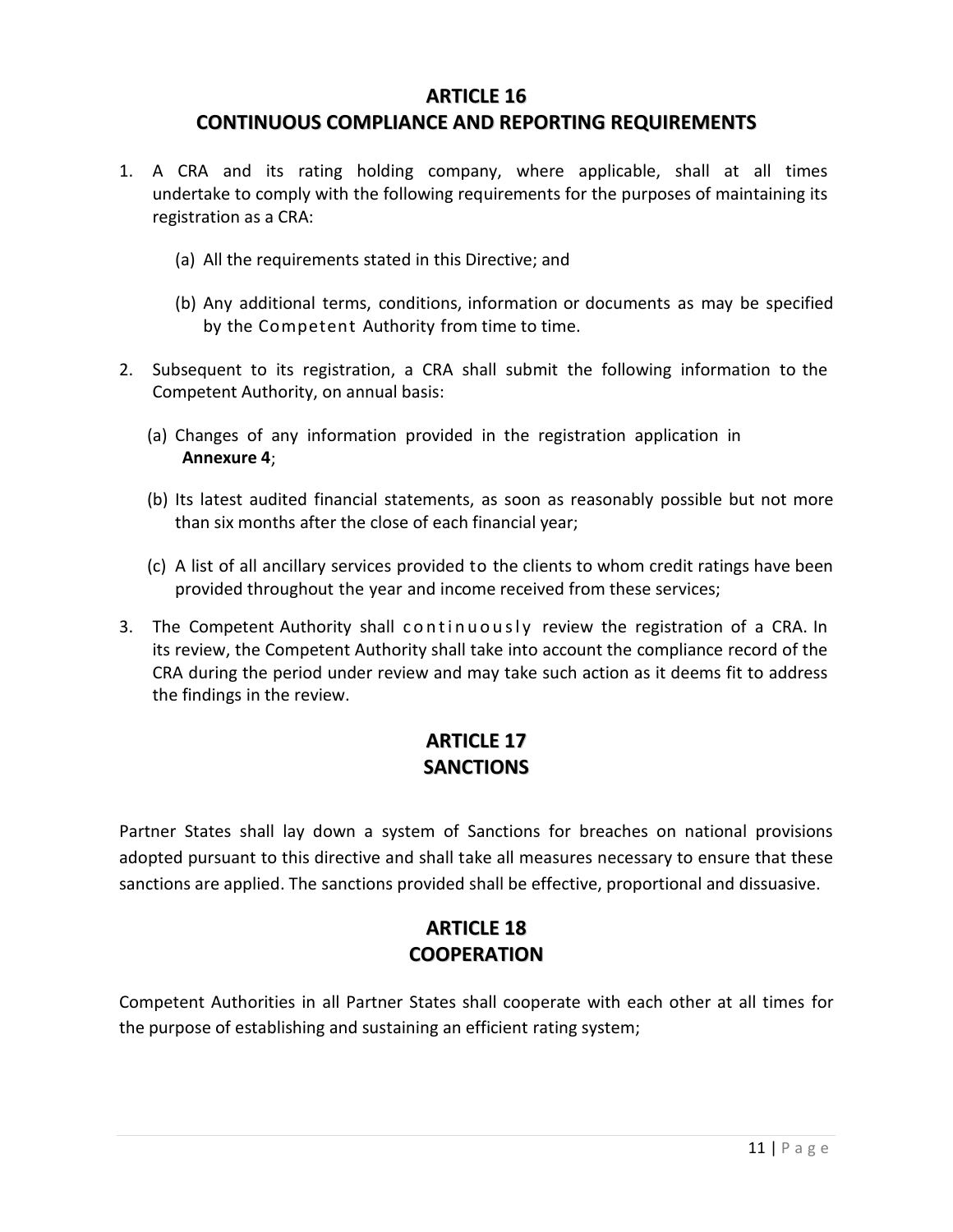## ARTICLE 16
## CONTINUOUS COMPLIANCE AND REPORTING REQUIREMENTS

1. A CRA and its rating holding company, where applicable, shall at all times undertake to comply with the following requirements for the purposes of maintaining its registration as a CRA:

   (a) All the requirements stated in this Directive; and

   (b) Any additional terms, conditions, information or documents as may be specified by the Competent Authority from time to time.

2. Subsequent to its registration, a CRA shall submit the following information to the Competent Authority, on annual basis:

   (a) Changes of any information provided in the registration application in **Annexure 4**;

   (b) Its latest audited financial statements, as soon as reasonably possible but not more than six months after the close of each financial year;

   (c) A list of all ancillary services provided to the clients to whom credit ratings have been provided throughout the year and income received from these services;

3. The Competent Authority shall continuously review the registration of a CRA. In its review, the Competent Authority shall take into account the compliance record of the CRA during the period under review and may take such action as it deems fit to address the findings in the review.

## ARTICLE 17
## SANCTIONS

Partner States shall lay down a system of Sanctions for breaches on national provisions adopted pursuant to this directive and shall take all measures necessary to ensure that these sanctions are applied. The sanctions provided shall be effective, proportional and dissuasive.

## ARTICLE 18
## COOPERATION

Competent Authorities in all Partner States shall cooperate with each other at all times for the purpose of establishing and sustaining an efficient rating system;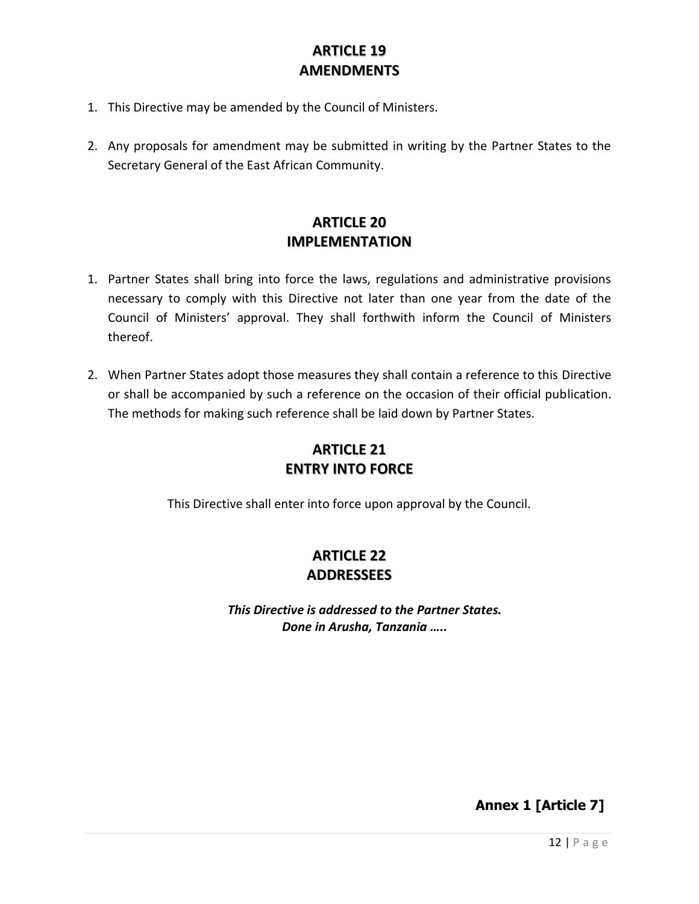## ARTICLE 19
## AMENDMENTS

1. This Directive may be amended by the Council of Ministers.

2. Any proposals for amendment may be submitted in writing by the Partner States to the Secretary General of the East African Community.

## ARTICLE 20
## IMPLEMENTATION

1. Partner States shall bring into force the laws, regulations and administrative provisions necessary to comply with this Directive not later than one year from the date of the Council of Ministers' approval. They shall forthwith inform the Council of Ministers thereof.

2. When Partner States adopt those measures they shall contain a reference to this Directive or shall be accompanied by such a reference on the occasion of their official publication. The methods for making such reference shall be laid down by Partner States.

## ARTICLE 21
## ENTRY INTO FORCE

This Directive shall enter into force upon approval by the Council.

## ARTICLE 22
## ADDRESSEES

***This Directive is addressed to the Partner States.***
***Done in Arusha, Tanzania …..***

**Annex 1 [Article 7]**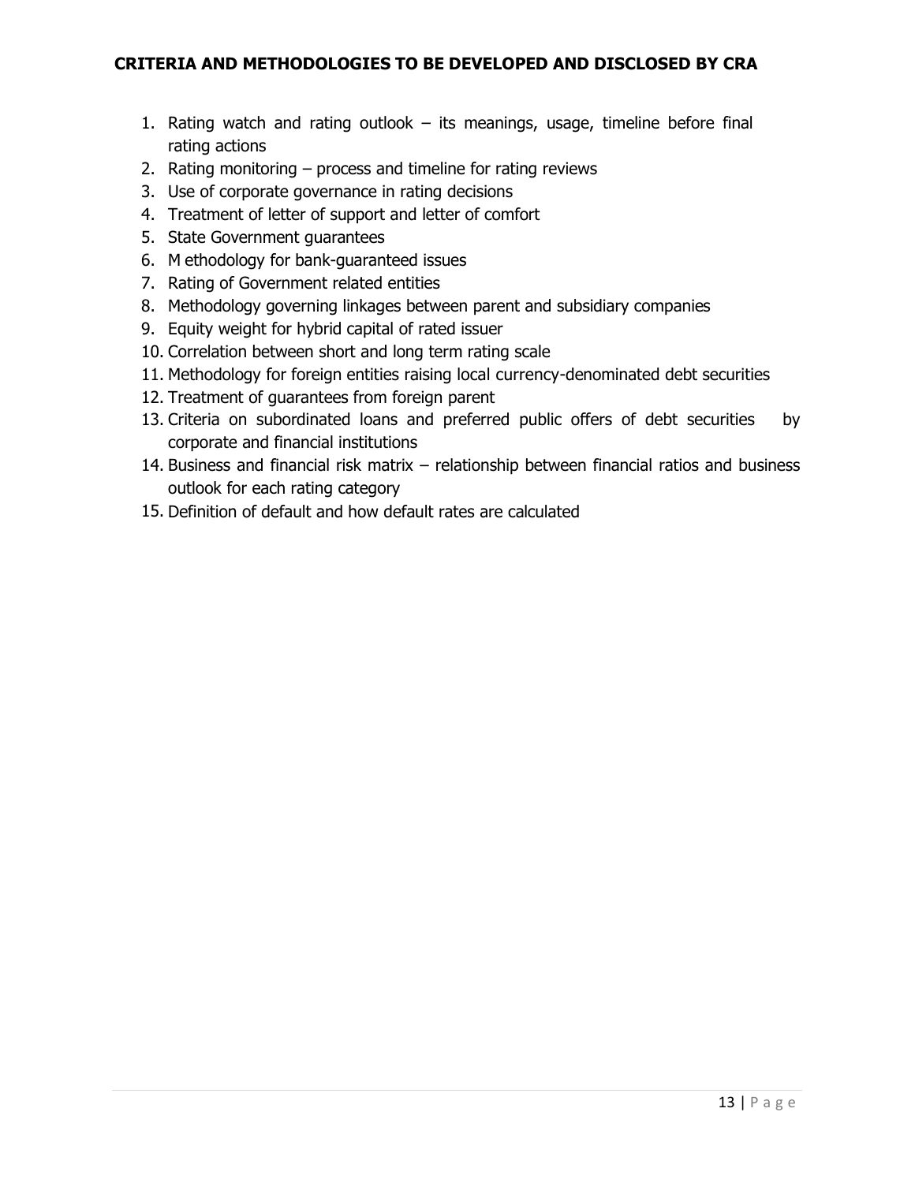## CRITERIA AND METHODOLOGIES TO BE DEVELOPED AND DISCLOSED BY CRA

1. Rating watch and rating outlook – its meanings, usage, timeline before final rating actions
2. Rating monitoring – process and timeline for rating reviews
3. Use of corporate governance in rating decisions
4. Treatment of letter of support and letter of comfort
5. State Government guarantees
6. M ethodology for bank-guaranteed issues
7. Rating of Government related entities
8. Methodology governing linkages between parent and subsidiary companies
9. Equity weight for hybrid capital of rated issuer
10. Correlation between short and long term rating scale
11. Methodology for foreign entities raising local currency-denominated debt securities
12. Treatment of guarantees from foreign parent
13. Criteria on subordinated loans and preferred public offers of debt securities by corporate and financial institutions
14. Business and financial risk matrix – relationship between financial ratios and business outlook for each rating category
15. Definition of default and how default rates are calculated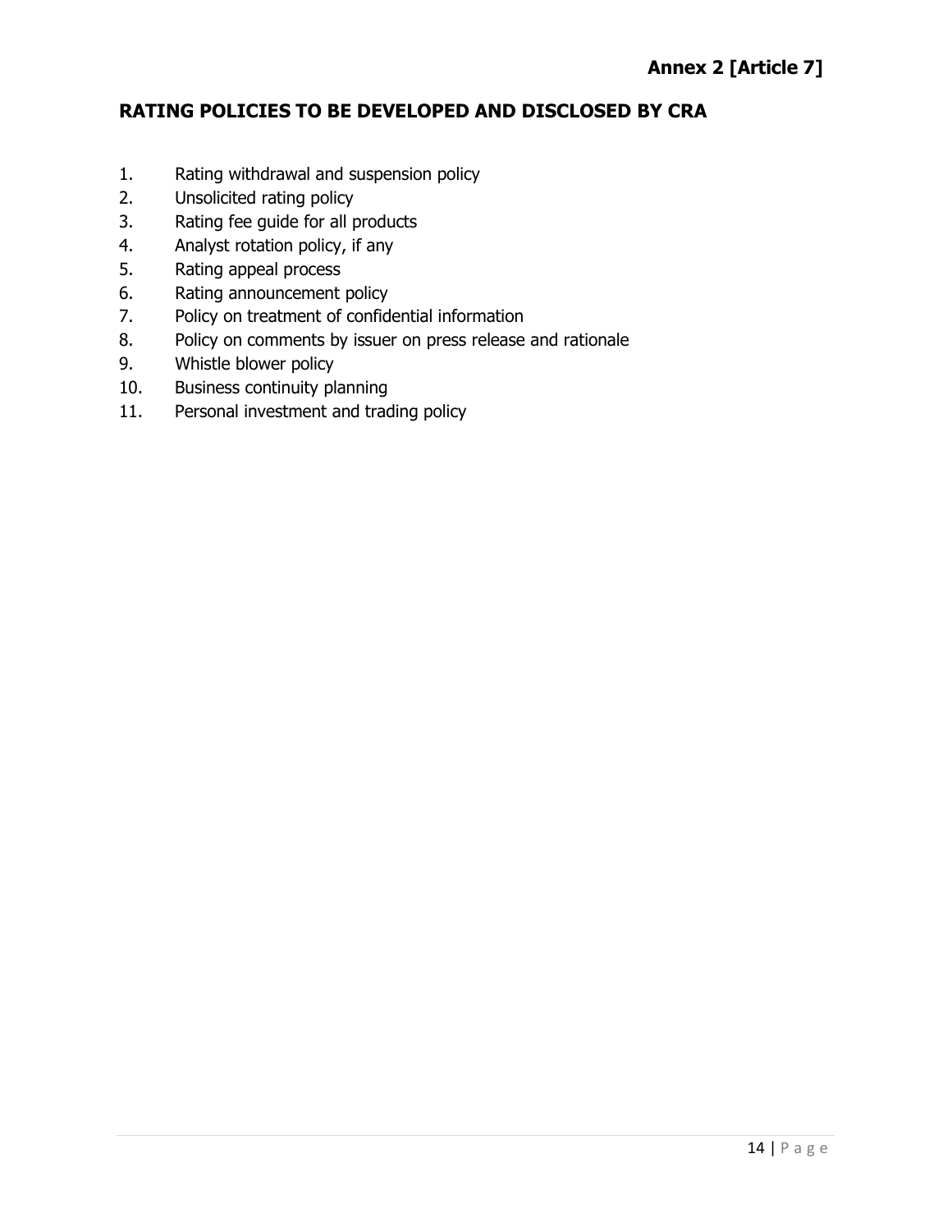**Annex 2 [Article 7]**

## RATING POLICIES TO BE DEVELOPED AND DISCLOSED BY CRA

1. Rating withdrawal and suspension policy
2. Unsolicited rating policy
3. Rating fee guide for all products
4. Analyst rotation policy, if any
5. Rating appeal process
6. Rating announcement policy
7. Policy on treatment of confidential information
8. Policy on comments by issuer on press release and rationale
9. Whistle blower policy
10. Business continuity planning
11. Personal investment and trading policy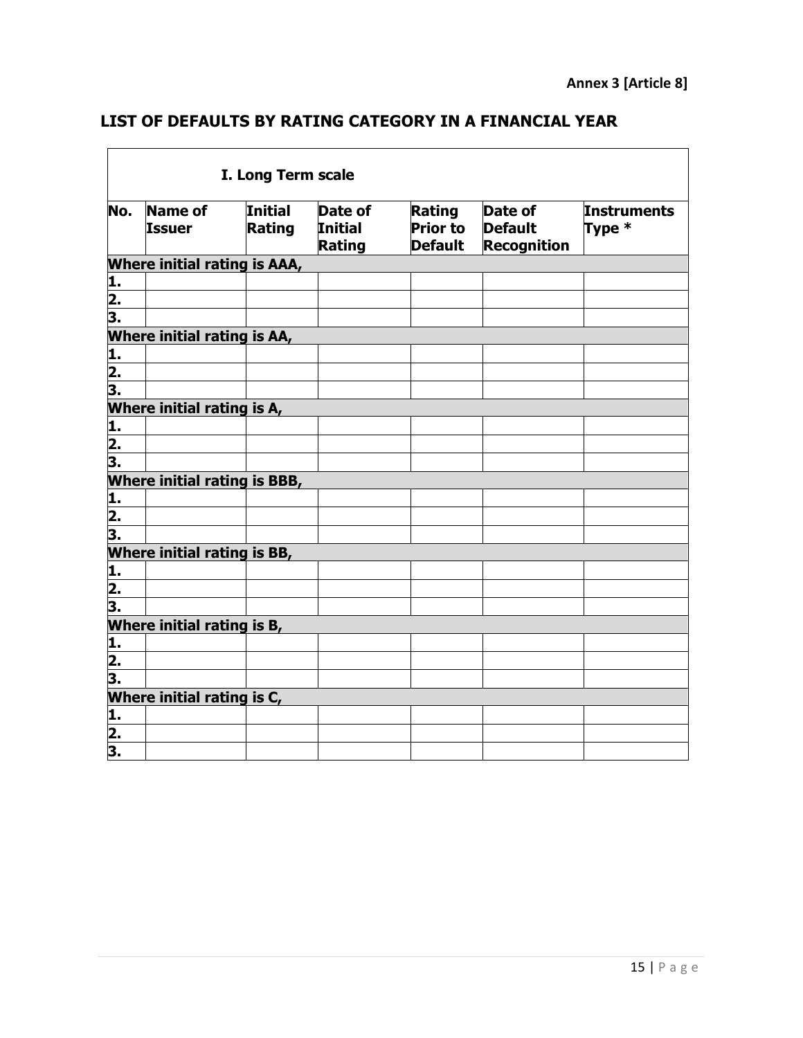**Annex 3 [Article 8]**

## LIST OF DEFAULTS BY RATING CATEGORY IN A FINANCIAL YEAR

| I. Long Term scale | | | | | | |
|---|---|---|---|---|---|---|
| **No.** | **Name of Issuer** | **Initial Rating** | **Date of Initial Rating** | **Rating Prior to Default** | **Date of Default Recognition** | **Instruments Type *** |
| **Where initial rating is AAA,** | | | | | | |
| **1.** | | | | | | |
| **2.** | | | | | | |
| **3.** | | | | | | |
| **Where initial rating is AA,** | | | | | | |
| **1.** | | | | | | |
| **2.** | | | | | | |
| **3.** | | | | | | |
| **Where initial rating is A,** | | | | | | |
| **1.** | | | | | | |
| **2.** | | | | | | |
| **3.** | | | | | | |
| **Where initial rating is BBB,** | | | | | | |
| **1.** | | | | | | |
| **2.** | | | | | | |
| **3.** | | | | | | |
| **Where initial rating is BB,** | | | | | | |
| **1.** | | | | | | |
| **2.** | | | | | | |
| **3.** | | | | | | |
| **Where initial rating is B,** | | | | | | |
| **1.** | | | | | | |
| **2.** | | | | | | |
| **3.** | | | | | | |
| **Where initial rating is C,** | | | | | | |
| **1.** | | | | | | |
| **2.** | | | | | | |
| **3.** | | | | | | |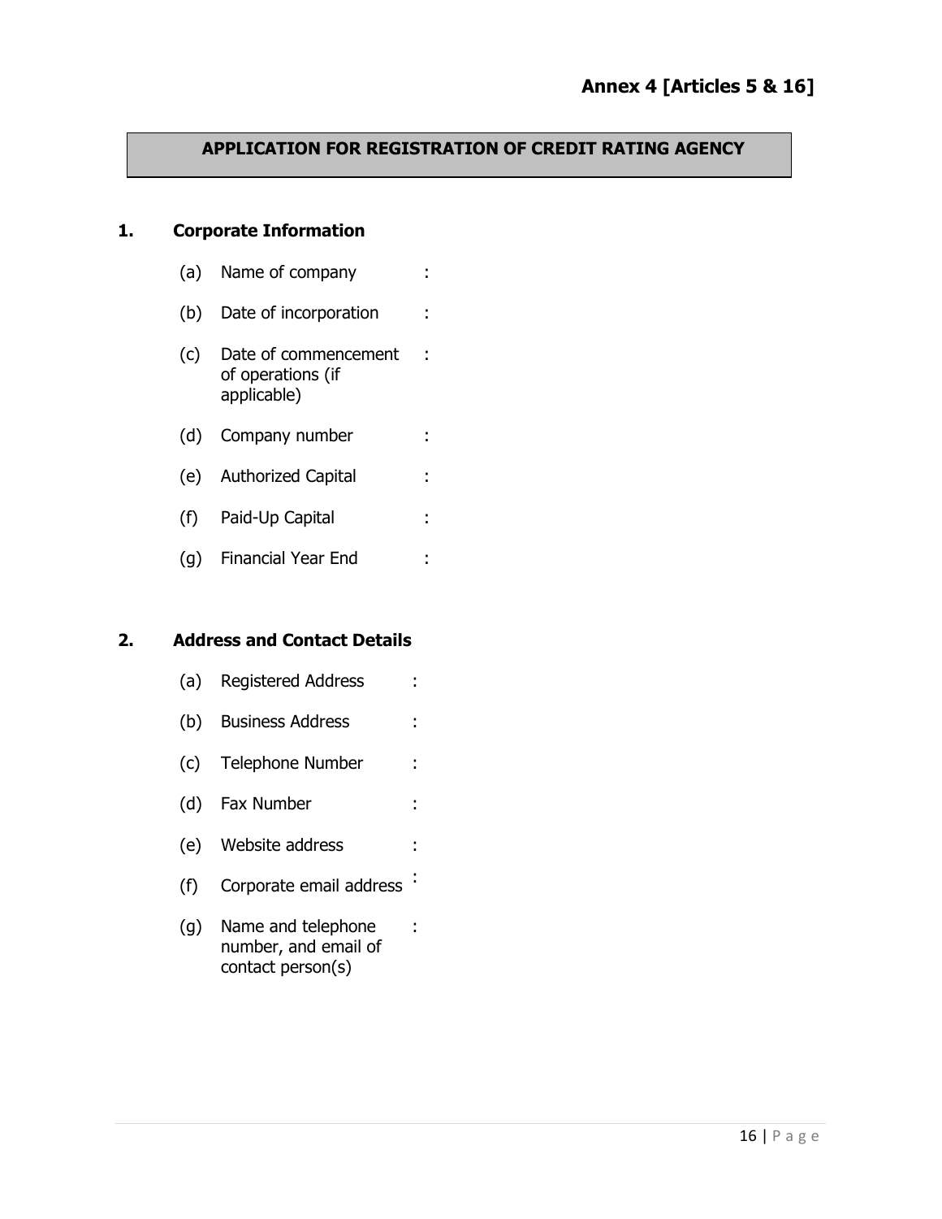**Annex 4 [Articles 5 & 16]**

## APPLICATION FOR REGISTRATION OF CREDIT RATING AGENCY

### 1. Corporate Information

(a) Name of company :

(b) Date of incorporation :

(c) Date of commencement of operations (if applicable) :

(d) Company number :

(e) Authorized Capital :

(f) Paid-Up Capital :

(g) Financial Year End :

### 2. Address and Contact Details

(a) Registered Address :

(b) Business Address :

(c) Telephone Number :

(d) Fax Number :

(e) Website address :

(f) Corporate email address :

(g) Name and telephone number, and email of contact person(s) :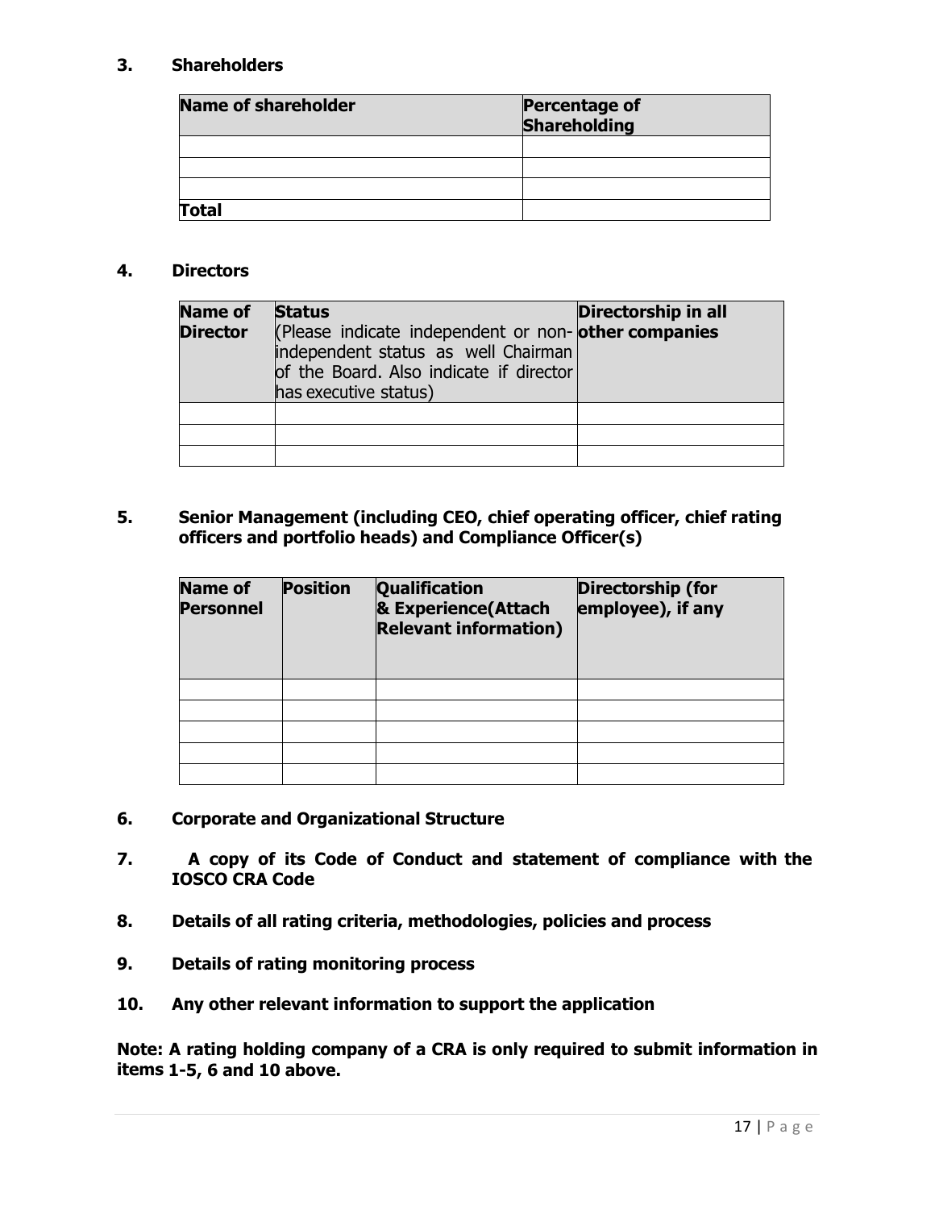**3. Shareholders**

| Name of shareholder | Percentage of Shareholding |
|---|---|
| | |
| | |
| | |
| **Total** | |

**4. Directors**

| Name of Director | Status (Please indicate independent or non-independent status as well Chairman of the Board. Also indicate if director has executive status) | Directorship in all other companies |
|---|---|---|
| | | |
| | | |
| | | |

**5. Senior Management (including CEO, chief operating officer, chief rating officers and portfolio heads) and Compliance Officer(s)**

| Name of Personnel | Position | Qualification & Experience(Attach Relevant information) | Directorship (for employee), if any |
|---|---|---|---|
| | | | |
| | | | |
| | | | |
| | | | |
| | | | |

**6. Corporate and Organizational Structure**

**7. A copy of its Code of Conduct and statement of compliance with the IOSCO CRA Code**

**8. Details of all rating criteria, methodologies, policies and process**

**9. Details of rating monitoring process**

**10. Any other relevant information to support the application**

**Note: A rating holding company of a CRA is only required to submit information in items 1-5, 6 and 10 above.**